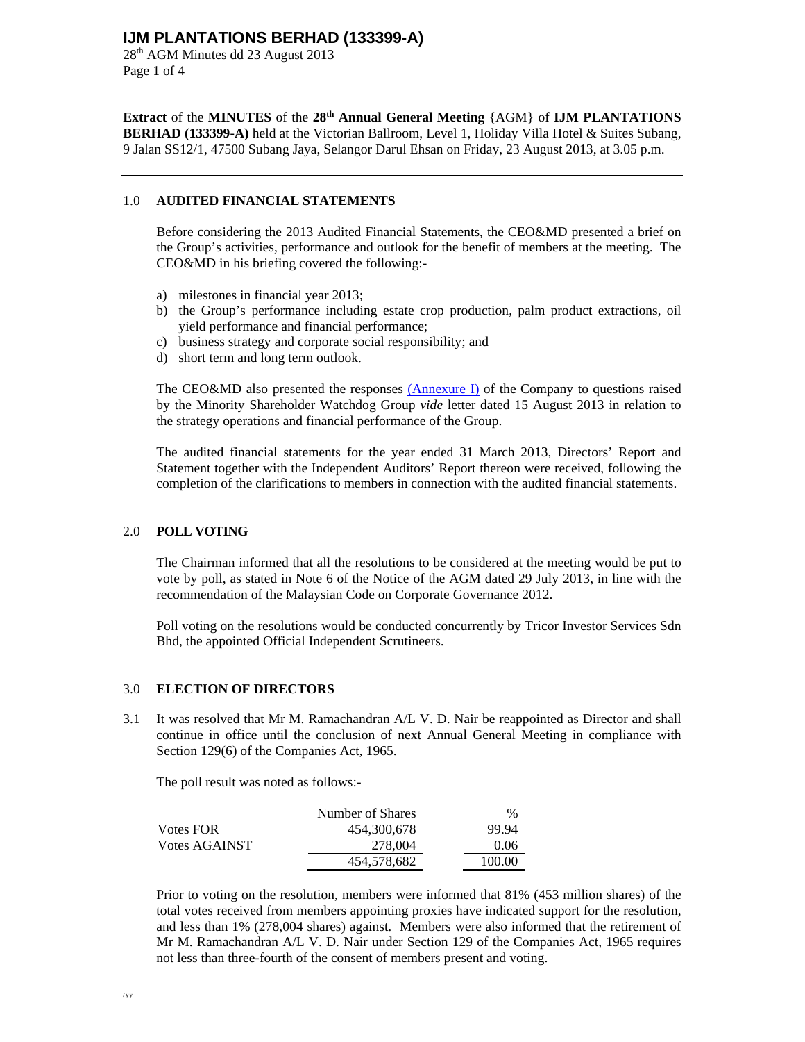**Extract** of the **MINUTES** of the **28th Annual General Meeting** {AGM} of **IJM PLANTATIONS BERHAD (133399-A)** held at the Victorian Ballroom, Level 1, Holiday Villa Hotel & Suites Subang, 9 Jalan SS12/1, 47500 Subang Jaya, Selangor Darul Ehsan on Friday, 23 August 2013, at 3.05 p.m.

---

## 1.0 AUDITED FINANCIAL STATEMENTS

Before considering the 2013 Audited Financial Statements, the CEO&MD presented a brief on the Group's activities, performance and outlook for the benefit of members at the meeting. The CEO&MD in his briefing covered the following:-

a) milestones in financial year 2013;
b) the Group's performance including estate crop production, palm product extractions, oil yield performance and financial performance;
c) business strategy and corporate social responsibility; and
d) short term and long term outlook.

The CEO&MD also presented the responses (Annexure I) of the Company to questions raised by the Minority Shareholder Watchdog Group *vide* letter dated 15 August 2013 in relation to the strategy operations and financial performance of the Group.

The audited financial statements for the year ended 31 March 2013, Directors' Report and Statement together with the Independent Auditors' Report thereon were received, following the completion of the clarifications to members in connection with the audited financial statements.

## 2.0 POLL VOTING

The Chairman informed that all the resolutions to be considered at the meeting would be put to vote by poll, as stated in Note 6 of the Notice of the AGM dated 29 July 2013, in line with the recommendation of the Malaysian Code on Corporate Governance 2012.

Poll voting on the resolutions would be conducted concurrently by Tricor Investor Services Sdn Bhd, the appointed Official Independent Scrutineers.

## 3.0 ELECTION OF DIRECTORS

3.1 It was resolved that Mr M. Ramachandran A/L V. D. Nair be reappointed as Director and shall continue in office until the conclusion of next Annual General Meeting in compliance with Section 129(6) of the Companies Act, 1965.

The poll result was noted as follows:-

| | Number of Shares | % |
|---|---|---|
| Votes FOR | 454,300,678 | 99.94 |
| Votes AGAINST | 278,004 | 0.06 |
| | 454,578,682 | 100.00 |

Prior to voting on the resolution, members were informed that 81% (453 million shares) of the total votes received from members appointing proxies have indicated support for the resolution, and less than 1% (278,004 shares) against. Members were also informed that the retirement of Mr M. Ramachandran A/L V. D. Nair under Section 129 of the Companies Act, 1965 requires not less than three-fourth of the consent of members present and voting.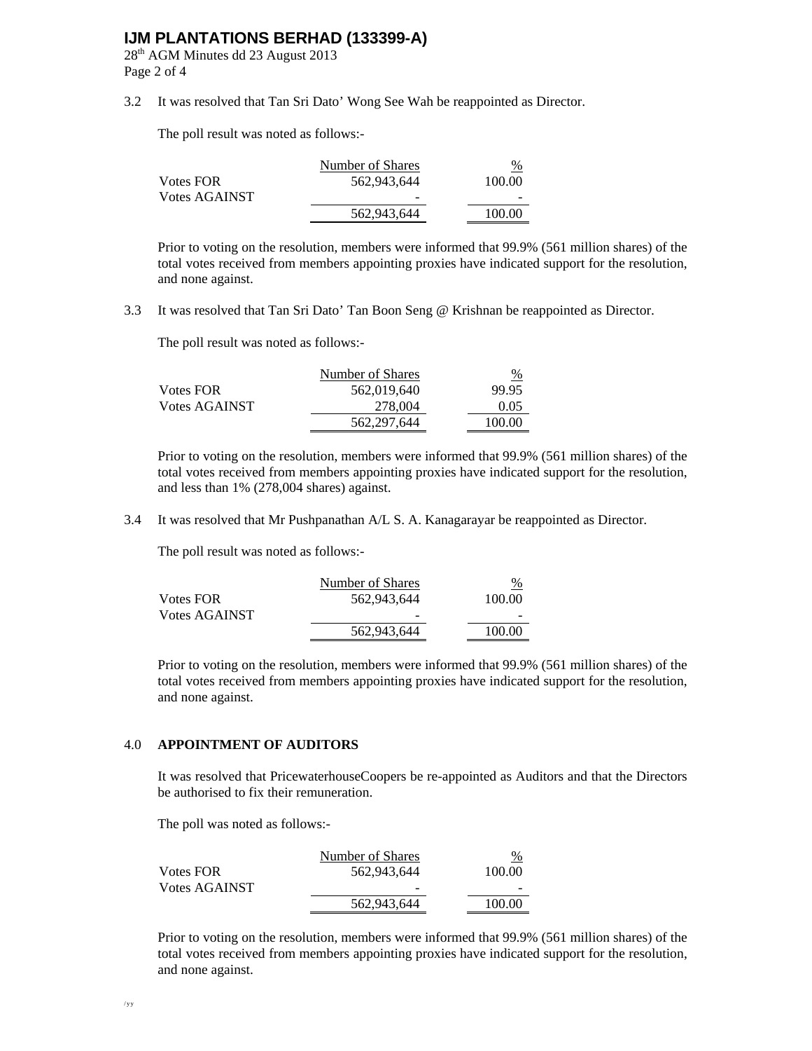3.2 It was resolved that Tan Sri Dato' Wong See Wah be reappointed as Director.

The poll result was noted as follows:-

| | Number of Shares | % |
|---|---|---|
| Votes FOR | 562,943,644 | 100.00 |
| Votes AGAINST | - | - |
| | 562,943,644 | 100.00 |

Prior to voting on the resolution, members were informed that 99.9% (561 million shares) of the total votes received from members appointing proxies have indicated support for the resolution, and none against.

3.3 It was resolved that Tan Sri Dato' Tan Boon Seng @ Krishnan be reappointed as Director.

The poll result was noted as follows:-

| | Number of Shares | % |
|---|---|---|
| Votes FOR | 562,019,640 | 99.95 |
| Votes AGAINST | 278,004 | 0.05 |
| | 562,297,644 | 100.00 |

Prior to voting on the resolution, members were informed that 99.9% (561 million shares) of the total votes received from members appointing proxies have indicated support for the resolution, and less than 1% (278,004 shares) against.

3.4 It was resolved that Mr Pushpanathan A/L S. A. Kanagarayar be reappointed as Director.

The poll result was noted as follows:-

| | Number of Shares | % |
|---|---|---|
| Votes FOR | 562,943,644 | 100.00 |
| Votes AGAINST | - | - |
| | 562,943,644 | 100.00 |

Prior to voting on the resolution, members were informed that 99.9% (561 million shares) of the total votes received from members appointing proxies have indicated support for the resolution, and none against.

## 4.0 APPOINTMENT OF AUDITORS

It was resolved that PricewaterhouseCoopers be re-appointed as Auditors and that the Directors be authorised to fix their remuneration.

The poll was noted as follows:-

| | Number of Shares | % |
|---|---|---|
| Votes FOR | 562,943,644 | 100.00 |
| Votes AGAINST | - | - |
| | 562,943,644 | 100.00 |

Prior to voting on the resolution, members were informed that 99.9% (561 million shares) of the total votes received from members appointing proxies have indicated support for the resolution, and none against.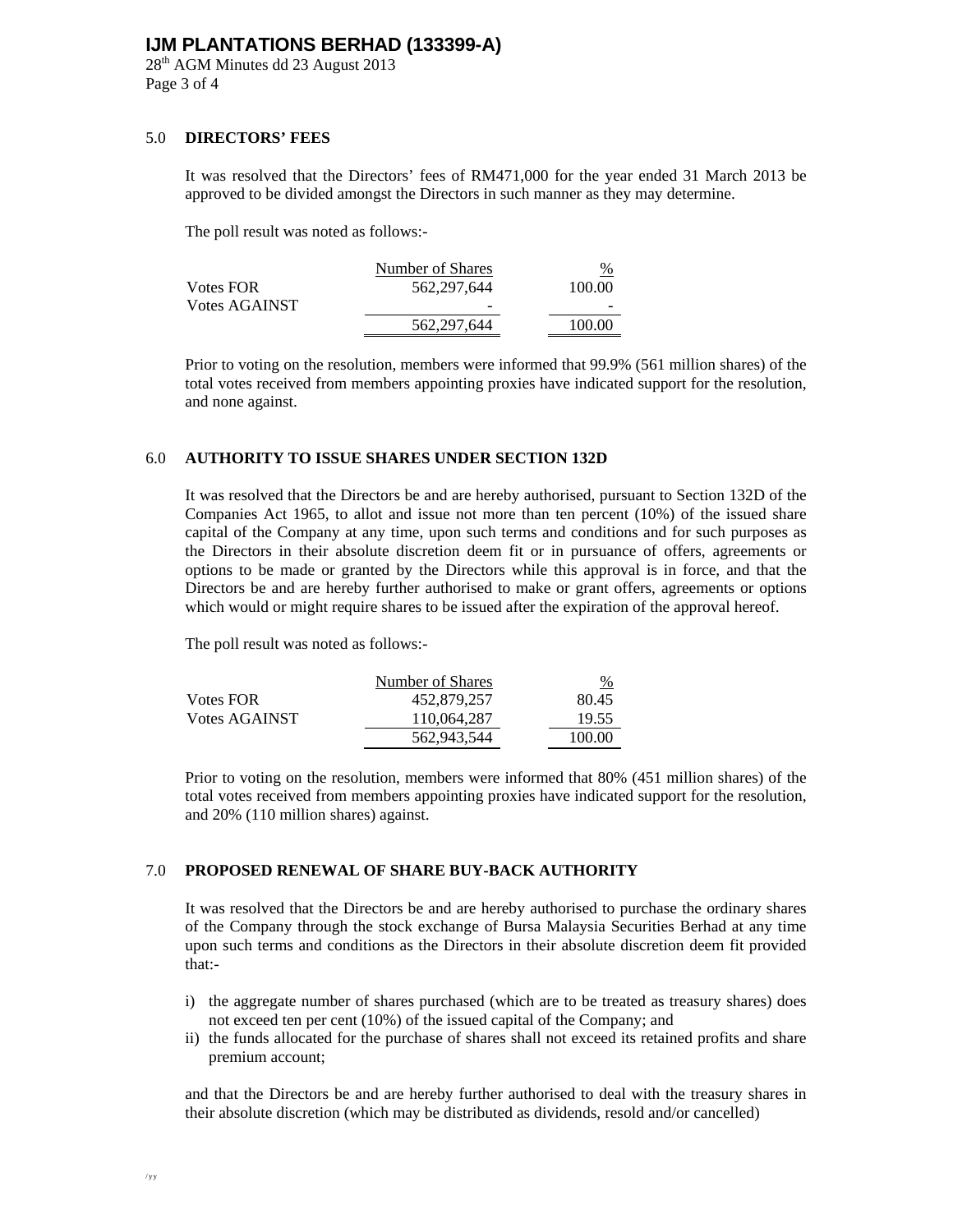## 5.0 DIRECTORS' FEES

It was resolved that the Directors' fees of RM471,000 for the year ended 31 March 2013 be approved to be divided amongst the Directors in such manner as they may determine.

The poll result was noted as follows:-

| | Number of Shares | % |
|---|---|---|
| Votes FOR | 562,297,644 | 100.00 |
| Votes AGAINST | - | - |
| | 562,297,644 | 100.00 |

Prior to voting on the resolution, members were informed that 99.9% (561 million shares) of the total votes received from members appointing proxies have indicated support for the resolution, and none against.

## 6.0 AUTHORITY TO ISSUE SHARES UNDER SECTION 132D

It was resolved that the Directors be and are hereby authorised, pursuant to Section 132D of the Companies Act 1965, to allot and issue not more than ten percent (10%) of the issued share capital of the Company at any time, upon such terms and conditions and for such purposes as the Directors in their absolute discretion deem fit or in pursuance of offers, agreements or options to be made or granted by the Directors while this approval is in force, and that the Directors be and are hereby further authorised to make or grant offers, agreements or options which would or might require shares to be issued after the expiration of the approval hereof.

The poll result was noted as follows:-

| | Number of Shares | % |
|---|---|---|
| Votes FOR | 452,879,257 | 80.45 |
| Votes AGAINST | 110,064,287 | 19.55 |
| | 562,943,544 | 100.00 |

Prior to voting on the resolution, members were informed that 80% (451 million shares) of the total votes received from members appointing proxies have indicated support for the resolution, and 20% (110 million shares) against.

## 7.0 PROPOSED RENEWAL OF SHARE BUY-BACK AUTHORITY

It was resolved that the Directors be and are hereby authorised to purchase the ordinary shares of the Company through the stock exchange of Bursa Malaysia Securities Berhad at any time upon such terms and conditions as the Directors in their absolute discretion deem fit provided that:-

i) the aggregate number of shares purchased (which are to be treated as treasury shares) does not exceed ten per cent (10%) of the issued capital of the Company; and
ii) the funds allocated for the purchase of shares shall not exceed its retained profits and share premium account;

and that the Directors be and are hereby further authorised to deal with the treasury shares in their absolute discretion (which may be distributed as dividends, resold and/or cancelled)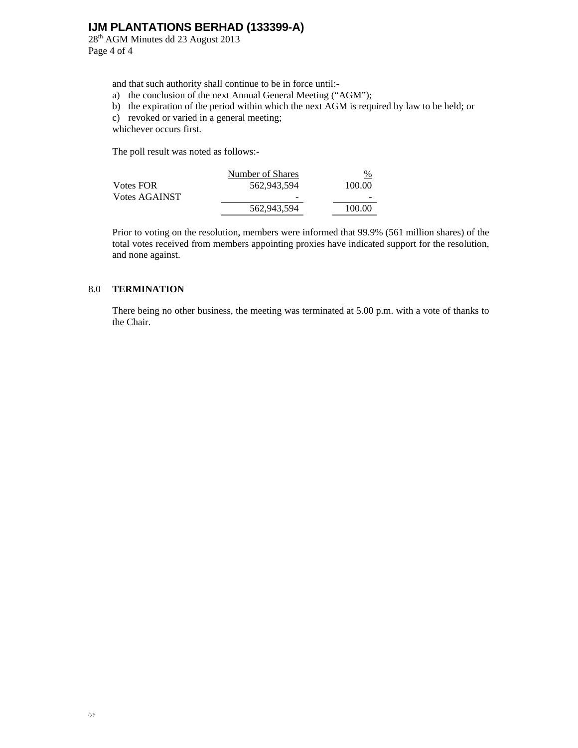and that such authority shall continue to be in force until:-

a) the conclusion of the next Annual General Meeting ("AGM");
b) the expiration of the period within which the next AGM is required by law to be held; or
c) revoked or varied in a general meeting;

whichever occurs first.

The poll result was noted as follows:-

| | Number of Shares | % |
|---|---|---|
| Votes FOR | 562,943,594 | 100.00 |
| Votes AGAINST | - | - |
| | 562,943,594 | 100.00 |

Prior to voting on the resolution, members were informed that 99.9% (561 million shares) of the total votes received from members appointing proxies have indicated support for the resolution, and none against.

## 8.0 TERMINATION

There being no other business, the meeting was terminated at 5.00 p.m. with a vote of thanks to the Chair.

/yy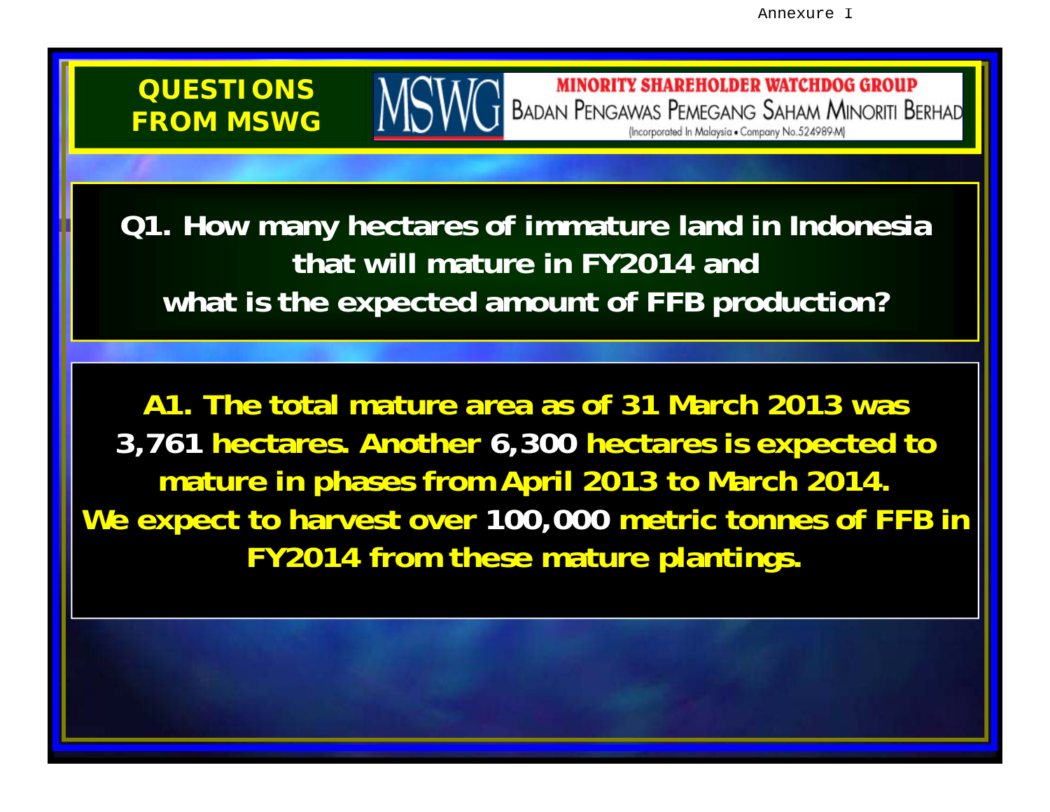Annexure I

**QUESTIONS FROM MSWG**

**MINORITY SHAREHOLDER WATCHDOG GROUP**
BADAN PENGAWAS PEMEGANG SAHAM MINORITI BERHAD
(Incorporated In Malaysia • Company No.524989-M)

**Q1. How many hectares of immature land in Indonesia that will mature in FY2014 and what is the expected amount of FFB production?**

**A1. The total mature area as of 31 March 2013 was 3,761 hectares. Another 6,300 hectares is expected to mature in phases from April 2013 to March 2014. We expect to harvest over 100,000 metric tonnes of FFB in FY2014 from these mature plantings.**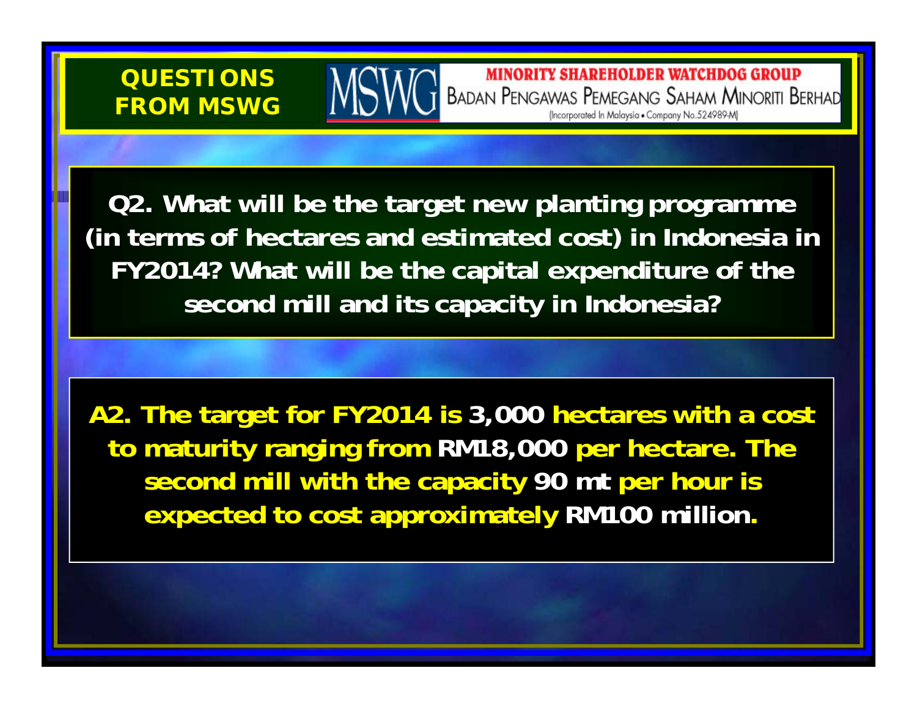## QUESTIONS FROM MSWG

**MINORITY SHAREHOLDER WATCHDOG GROUP**
BADAN PENGAWAS PEMEGANG SAHAM MINORITI BERHAD
(Incorporated In Malaysia • Company No.524989-M)

**Q2. What will be the target new planting programme (in terms of hectares and estimated cost) in Indonesia in FY2014? What will be the capital expenditure of the second mill and its capacity in Indonesia?**

**A2. The target for FY2014 is 3,000 hectares with a cost to maturity ranging from RM18,000 per hectare. The second mill with the capacity 90 mt per hour is expected to cost approximately RM100 million.**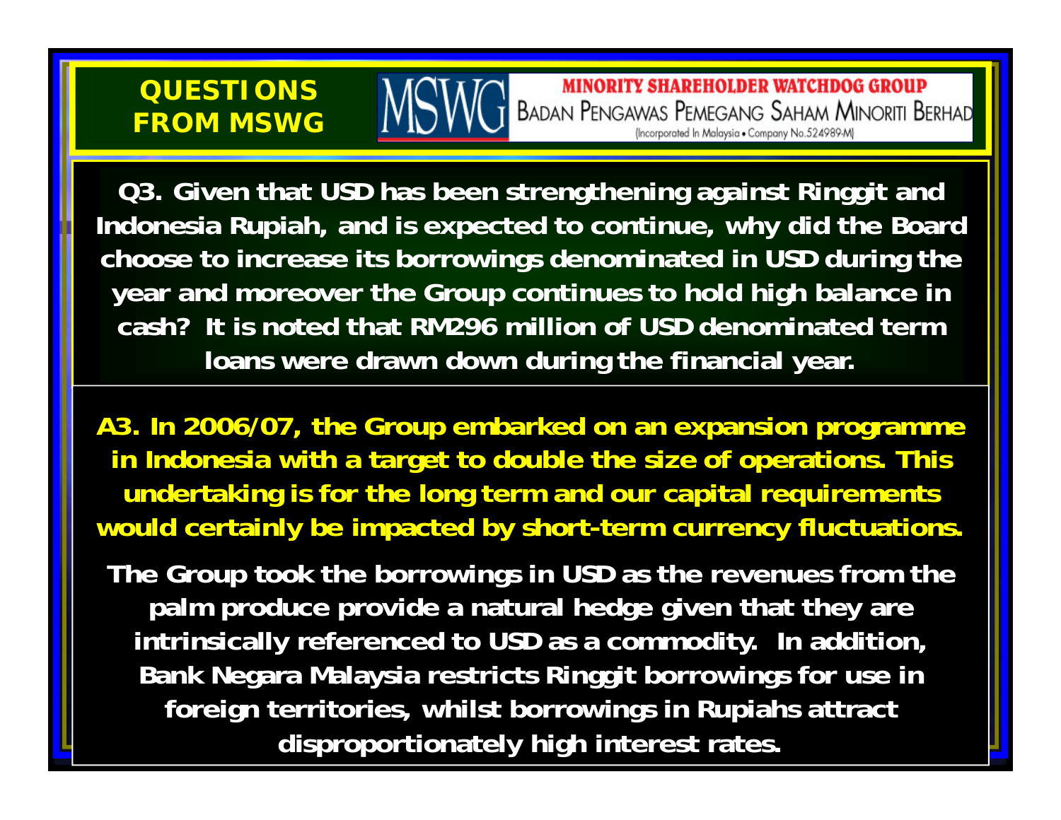## QUESTIONS FROM MSWG

**MINORITY SHAREHOLDER WATCHDOG GROUP**
BADAN PENGAWAS PEMEGANG SAHAM MINORITI BERHAD
(Incorporated In Malaysia • Company No.524989-M)

**Q3. Given that USD has been strengthening against Ringgit and Indonesia Rupiah, and is expected to continue, why did the Board choose to increase its borrowings denominated in USD during the year and moreover the Group continues to hold high balance in cash? It is noted that RM296 million of USD denominated term loans were drawn down during the financial year.**

**A3. In 2006/07, the Group embarked on an expansion programme in Indonesia with a target to double the size of operations. This undertaking is for the long term and our capital requirements would certainly be impacted by short-term currency fluctuations.**

**The Group took the borrowings in USD as the revenues from the palm produce provide a natural hedge given that they are intrinsically referenced to USD as a commodity. In addition, Bank Negara Malaysia restricts Ringgit borrowings for use in foreign territories, whilst borrowings in Rupiahs attract disproportionately high interest rates.**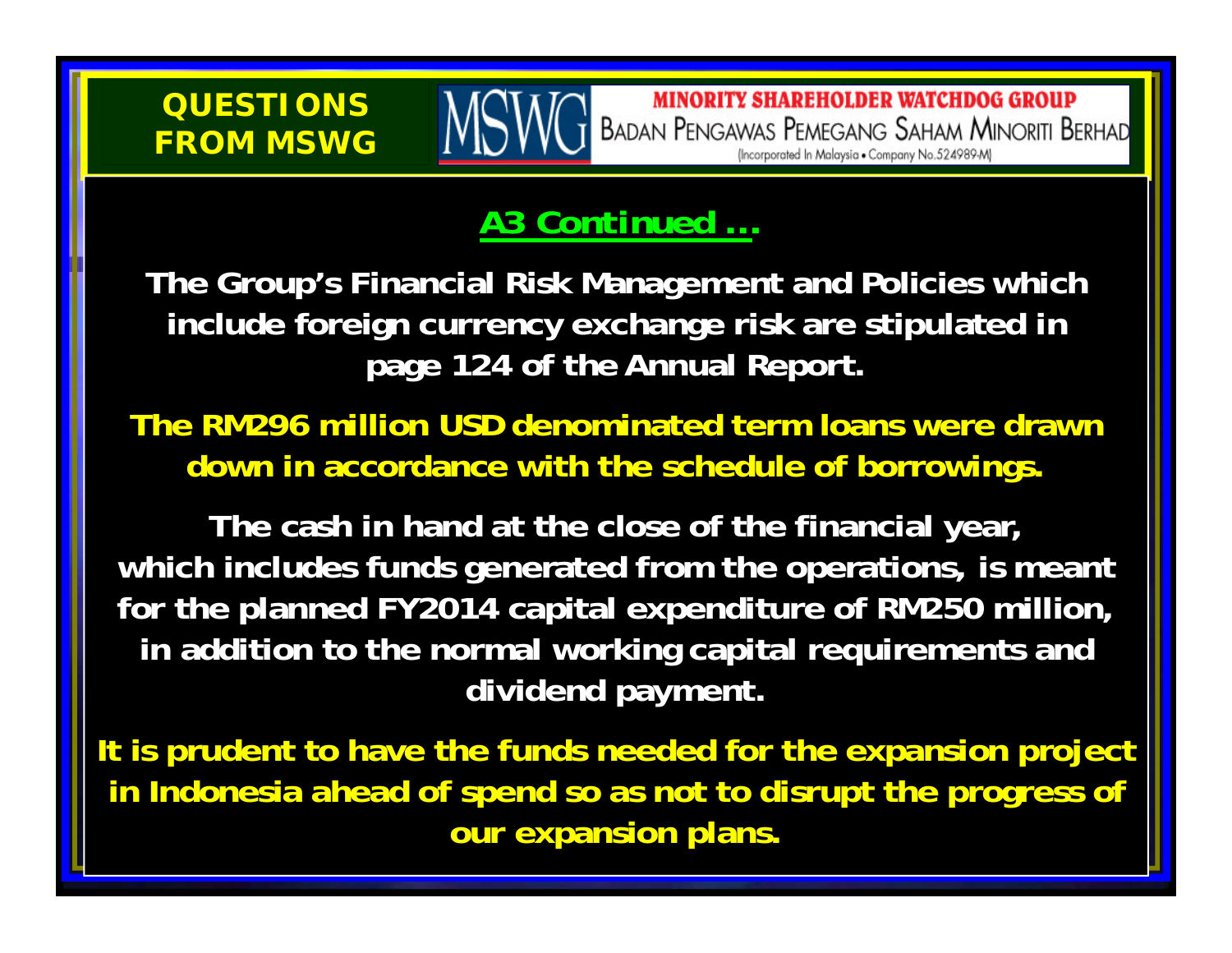**QUESTIONS FROM MSWG**

**MINORITY SHAREHOLDER WATCHDOG GROUP**
BADAN PENGAWAS PEMEGANG SAHAM MINORITI BERHAD
(Incorporated In Malaysia • Company No.524989-M)

## A3 Continued ...

**The Group's Financial Risk Management and Policies which include foreign currency exchange risk are stipulated in page 124 of the Annual Report.**

**The RM296 million USD denominated term loans were drawn down in accordance with the schedule of borrowings.**

**The cash in hand at the close of the financial year, which includes funds generated from the operations, is meant for the planned FY2014 capital expenditure of RM250 million, in addition to the normal working capital requirements and dividend payment.**

**It is prudent to have the funds needed for the expansion project in Indonesia ahead of spend so as not to disrupt the progress of our expansion plans.**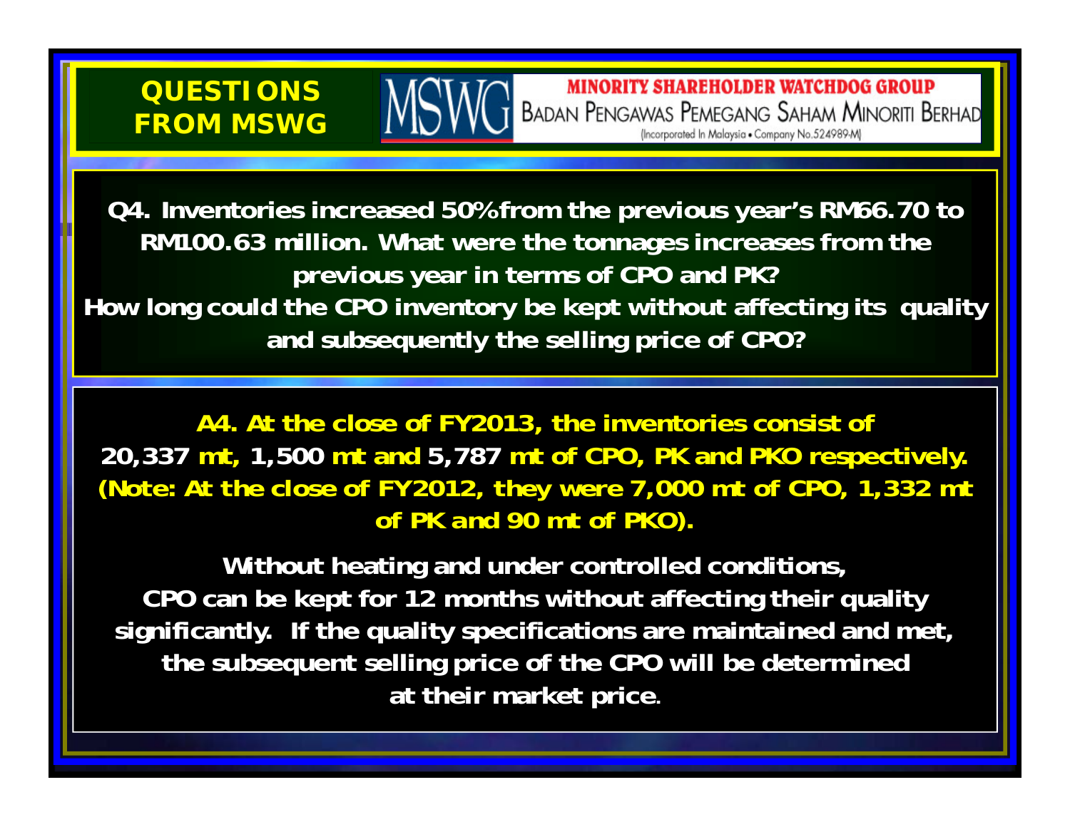## QUESTIONS FROM MSWG

MINORITY SHAREHOLDER WATCHDOG GROUP
BADAN PENGAWAS PEMEGANG SAHAM MINORITI BERHAD
(Incorporated In Malaysia • Company No.524989-M)

**Q4. Inventories increased 50% from the previous year's RM66.70 to RM100.63 million. What were the tonnages increases from the previous year in terms of CPO and PK?**
**How long could the CPO inventory be kept without affecting its quality and subsequently the selling price of CPO?**

**A4. At the close of FY2013, the inventories consist of 20,337 mt, 1,500 mt and 5,787 mt of CPO, PK and PKO respectively. (Note: At the close of FY2012, they were 7,000 mt of CPO, 1,332 mt of PK and 90 mt of PKO).**

**Without heating and under controlled conditions, CPO can be kept for 12 months without affecting their quality significantly. If the quality specifications are maintained and met, the subsequent selling price of the CPO will be determined at their market price.**